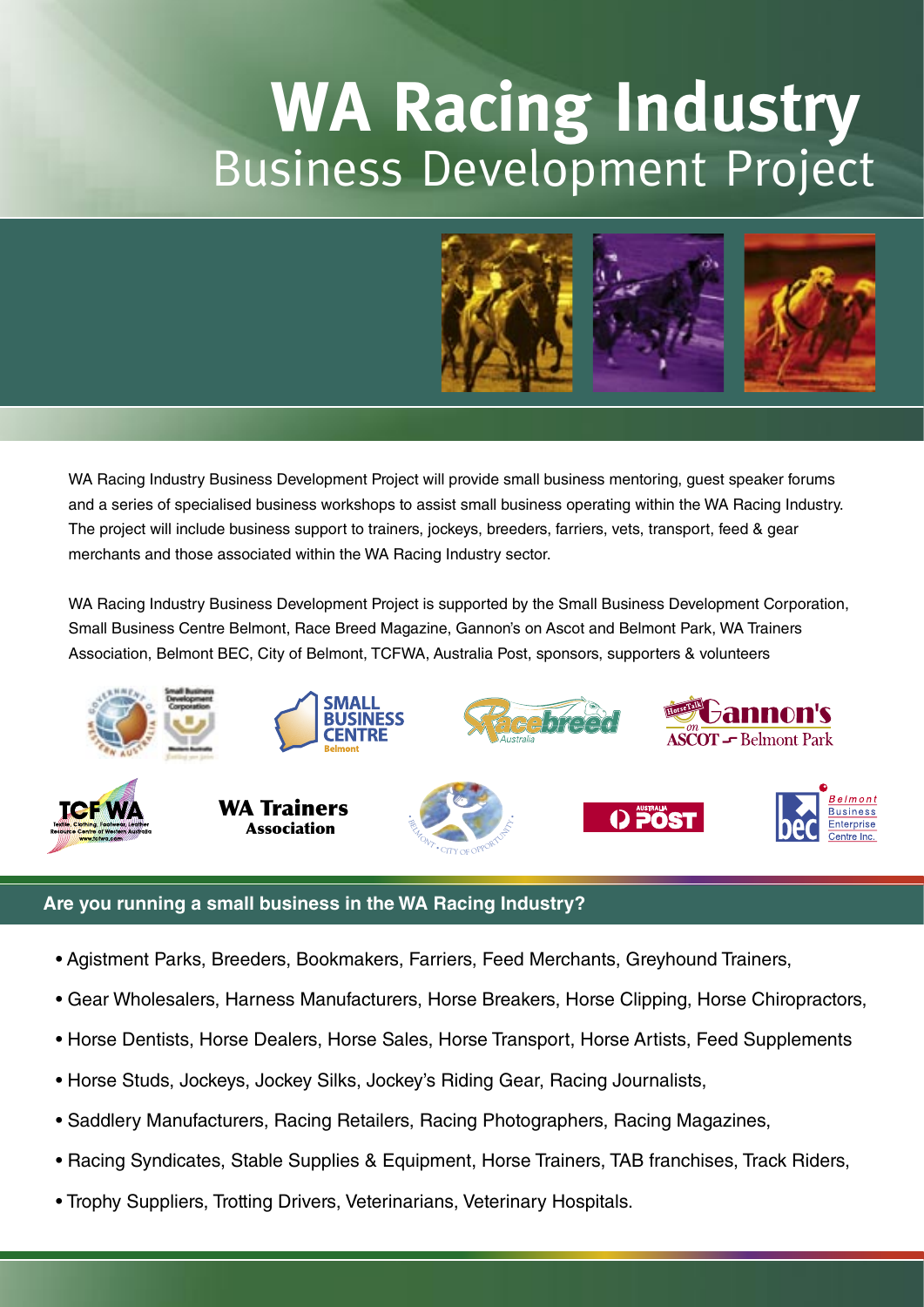# WA Racing Industry
## Business Development Project

WA Racing Industry Business Development Project will provide small business mentoring, guest speaker forums and a series of specialised business workshops to assist small business operating within the WA Racing Industry. The project will include business support to trainers, jockeys, breeders, farriers, vets, transport, feed & gear merchants and those associated within the WA Racing Industry sector.

WA Racing Industry Business Development Project is supported by the Small Business Development Corporation, Small Business Centre Belmont, Race Breed Magazine, Gannon's on Ascot and Belmont Park, WA Trainers Association, Belmont BEC, City of Belmont, TCFWA, Australia Post, sponsors, supporters & volunteers

## Are you running a small business in the WA Racing Industry?

- Agistment Parks, Breeders, Bookmakers, Farriers, Feed Merchants, Greyhound Trainers,
- Gear Wholesalers, Harness Manufacturers, Horse Breakers, Horse Clipping, Horse Chiropractors,
- Horse Dentists, Horse Dealers, Horse Sales, Horse Transport, Horse Artists, Feed Supplements
- Horse Studs, Jockeys, Jockey Silks, Jockey's Riding Gear, Racing Journalists,
- Saddlery Manufacturers, Racing Retailers, Racing Photographers, Racing Magazines,
- Racing Syndicates, Stable Supplies & Equipment, Horse Trainers, TAB franchises, Track Riders,
- Trophy Suppliers, Trotting Drivers, Veterinarians, Veterinary Hospitals.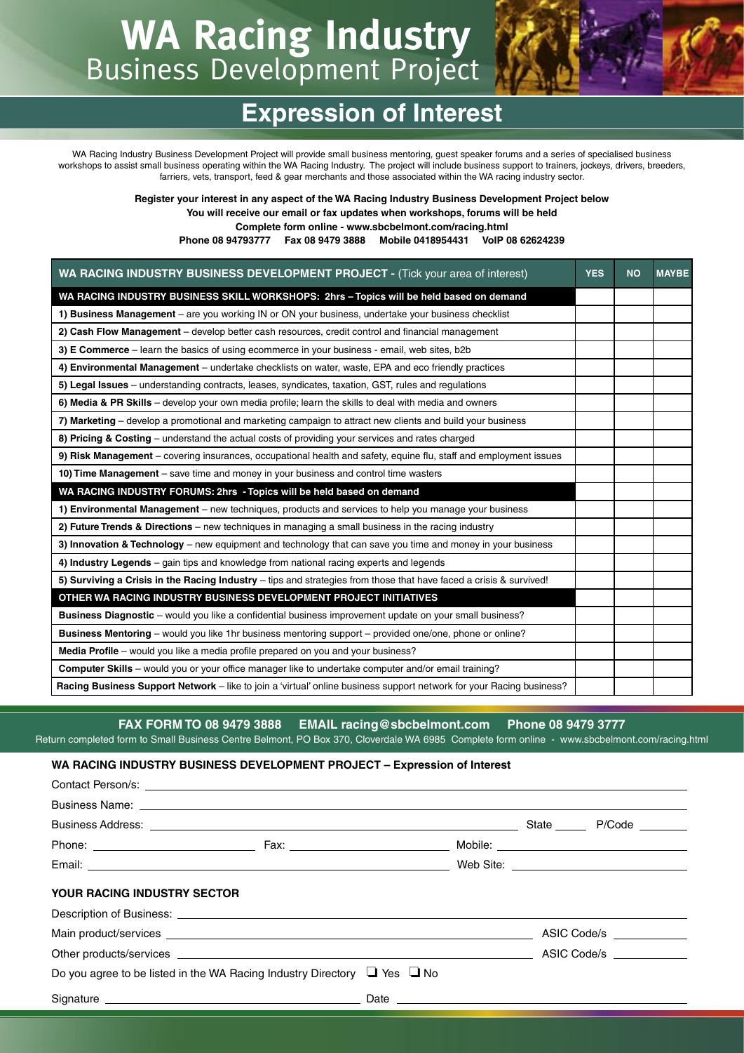# WA Racing Industry
## Business Development Project

## Expression of Interest

WA Racing Industry Business Development Project will provide small business mentoring, guest speaker forums and a series of specialised business workshops to assist small business operating within the WA Racing Industry. The project will include business support to trainers, jockeys, drivers, breeders, farriers, vets, transport, feed & gear merchants and those associated within the WA racing industry sector.

**Register your interest in any aspect of the WA Racing Industry Business Development Project below**
**You will receive our email or fax updates when workshops, forums will be held**
**Complete form online - www.sbcbelmont.com/racing.html**
**Phone 08 94793777 Fax 08 9479 3888 Mobile 0418954431 VoIP 08 62624239**

| **WA RACING INDUSTRY BUSINESS DEVELOPMENT PROJECT** - (Tick your area of interest) | YES | NO | MAYBE |
|---|---|---|---|
| **WA RACING INDUSTRY BUSINESS SKILL WORKSHOPS: 2hrs – Topics will be held based on demand** | | | |
| **1) Business Management** – are you working IN or ON your business, undertake your business checklist | | | |
| **2) Cash Flow Management** – develop better cash resources, credit control and financial management | | | |
| **3) E Commerce** – learn the basics of using ecommerce in your business - email, web sites, b2b | | | |
| **4) Environmental Management** – undertake checklists on water, waste, EPA and eco friendly practices | | | |
| **5) Legal Issues** – understanding contracts, leases, syndicates, taxation, GST, rules and regulations | | | |
| **6) Media & PR Skills** – develop your own media profile; learn the skills to deal with media and owners | | | |
| **7) Marketing** – develop a promotional and marketing campaign to attract new clients and build your business | | | |
| **8) Pricing & Costing** – understand the actual costs of providing your services and rates charged | | | |
| **9) Risk Management** – covering insurances, occupational health and safety, equine flu, staff and employment issues | | | |
| **10) Time Management** – save time and money in your business and control time wasters | | | |
| **WA RACING INDUSTRY FORUMS: 2hrs - Topics will be held based on demand** | | | |
| **1) Environmental Management** – new techniques, products and services to help you manage your business | | | |
| **2) Future Trends & Directions** – new techniques in managing a small business in the racing industry | | | |
| **3) Innovation & Technology** – new equipment and technology that can save you time and money in your business | | | |
| **4) Industry Legends** – gain tips and knowledge from national racing experts and legends | | | |
| **5) Surviving a Crisis in the Racing Industry** – tips and strategies from those that have faced a crisis & survived! | | | |
| **OTHER WA RACING INDUSTRY BUSINESS DEVELOPMENT PROJECT INITIATIVES** | | | |
| **Business Diagnostic** – would you like a confidential business improvement update on your small business? | | | |
| **Business Mentoring** – would you like 1hr business mentoring support – provided one/one, phone or online? | | | |
| **Media Profile** – would you like a media profile prepared on you and your business? | | | |
| **Computer Skills** – would you or your office manager like to undertake computer and/or email training? | | | |
| **Racing Business Support Network** – like to join a 'virtual' online business support network for your Racing business? | | | |

**FAX FORM TO 08 9479 3888 EMAIL racing@sbcbelmont.com Phone 08 9479 3777**

Return completed form to Small Business Centre Belmont, PO Box 370, Cloverdale WA 6985 Complete form online - www.sbcbelmont.com/racing.html

### WA RACING INDUSTRY BUSINESS DEVELOPMENT PROJECT – Expression of Interest

Contact Person/s: ____________________

Business Name: ____________________

Business Address: ____________________ State ______ P/Code ________

Phone: ____________ Fax: ____________ Mobile: ____________

Email: ____________________ Web Site: ____________________

### YOUR RACING INDUSTRY SECTOR

Description of Business: ____________________

Main product/services ____________________ ASIC Code/s ____________

Other products/services ____________________ ASIC Code/s ____________

Do you agree to be listed in the WA Racing Industry Directory ❑ Yes ❑ No

Signature ____________________ Date ____________________